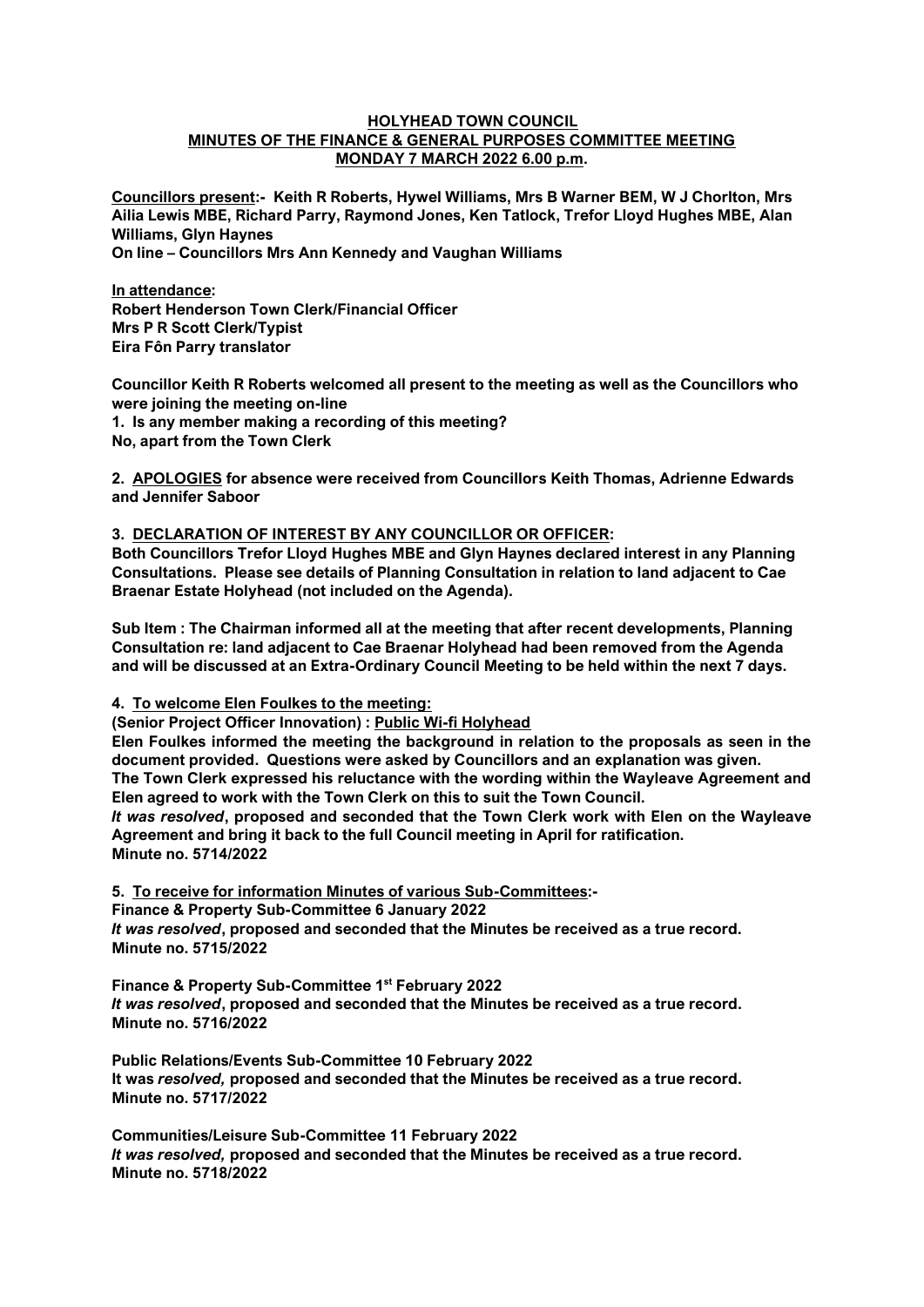# HOLYHEAD TOWN COUNCIL
## MINUTES OF THE FINANCE & GENERAL PURPOSES COMMITTEE MEETING
## MONDAY 7 MARCH 2022 6.00 p.m.

**Councillors present:- Keith R Roberts, Hywel Williams, Mrs B Warner BEM, W J Chorlton, Mrs Ailia Lewis MBE, Richard Parry, Raymond Jones, Ken Tatlock, Trefor Lloyd Hughes MBE, Alan Williams, Glyn Haynes**
**On line – Councillors Mrs Ann Kennedy and Vaughan Williams**

**In attendance:**
**Robert Henderson Town Clerk/Financial Officer**
**Mrs P R Scott Clerk/Typist**
**Eira Fôn Parry translator**

**Councillor Keith R Roberts welcomed all present to the meeting as well as the Councillors who were joining the meeting on-line**

**1. Is any member making a recording of this meeting?**
**No, apart from the Town Clerk**

**2. APOLOGIES for absence were received from Councillors Keith Thomas, Adrienne Edwards and Jennifer Saboor**

**3. DECLARATION OF INTEREST BY ANY COUNCILLOR OR OFFICER:**
**Both Councillors Trefor Lloyd Hughes MBE and Glyn Haynes declared interest in any Planning Consultations. Please see details of Planning Consultation in relation to land adjacent to Cae Braenar Estate Holyhead (not included on the Agenda).**

**Sub Item : The Chairman informed all at the meeting that after recent developments, Planning Consultation re: land adjacent to Cae Braenar Holyhead had been removed from the Agenda and will be discussed at an Extra-Ordinary Council Meeting to be held within the next 7 days.**

**4. To welcome Elen Foulkes to the meeting:**
**(Senior Project Officer Innovation) : Public Wi-fi Holyhead**
**Elen Foulkes informed the meeting the background in relation to the proposals as seen in the document provided. Questions were asked by Councillors and an explanation was given.**
**The Town Clerk expressed his reluctance with the wording within the Wayleave Agreement and Elen agreed to work with the Town Clerk on this to suit the Town Council.**
***It was resolved*, proposed and seconded that the Town Clerk work with Elen on the Wayleave Agreement and bring it back to the full Council meeting in April for ratification.**
**Minute no. 5714/2022**

**5. To receive for information Minutes of various Sub-Committees:-**
**Finance & Property Sub-Committee 6 January 2022**
***It was resolved*, proposed and seconded that the Minutes be received as a true record.**
**Minute no. 5715/2022**

**Finance & Property Sub-Committee 1st February 2022**
***It was resolved*, proposed and seconded that the Minutes be received as a true record.**
**Minute no. 5716/2022**

**Public Relations/Events Sub-Committee 10 February 2022**
**It was *resolved,* proposed and seconded that the Minutes be received as a true record.**
**Minute no. 5717/2022**

**Communities/Leisure Sub-Committee 11 February 2022**
***It was resolved,* proposed and seconded that the Minutes be received as a true record.**
**Minute no. 5718/2022**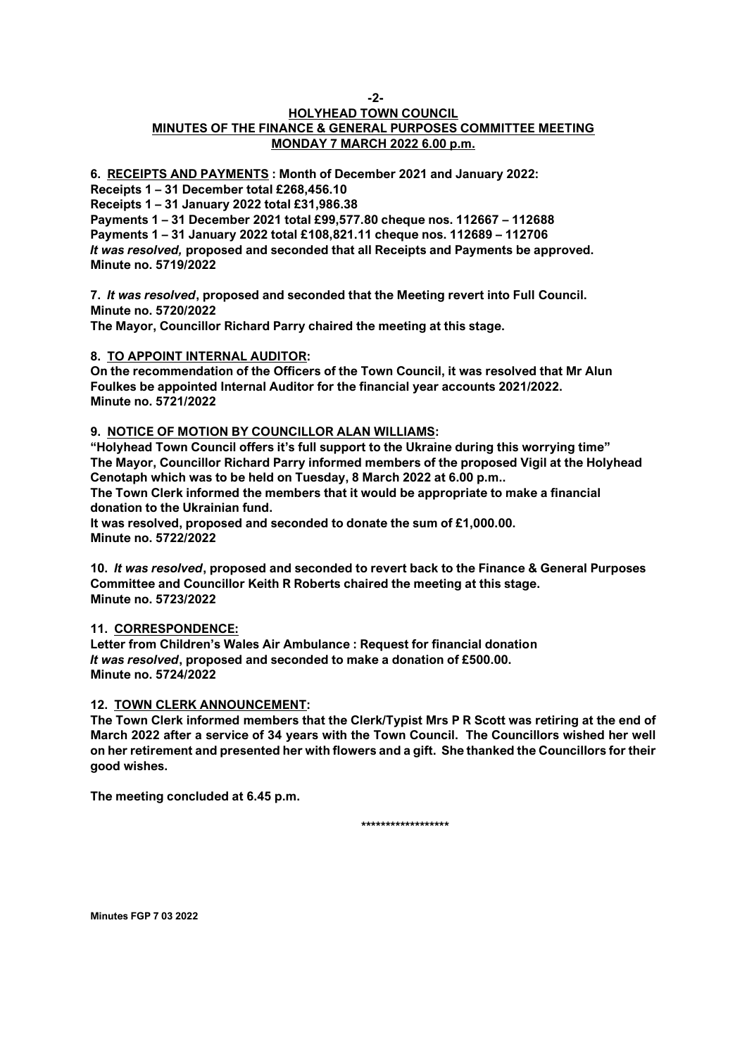# HOLYHEAD TOWN COUNCIL
## MINUTES OF THE FINANCE & GENERAL PURPOSES COMMITTEE MEETING
## MONDAY 7 MARCH 2022 6.00 p.m.

**6. RECEIPTS AND PAYMENTS : Month of December 2021 and January 2022:**
**Receipts 1 – 31 December total £268,456.10**
**Receipts 1 – 31 January 2022 total £31,986.38**
**Payments 1 – 31 December 2021 total £99,577.80 cheque nos. 112667 – 112688**
**Payments 1 – 31 January 2022 total £108,821.11 cheque nos. 112689 – 112706**
***It was resolved,* proposed and seconded that all Receipts and Payments be approved.**
**Minute no. 5719/2022**

**7. *It was resolved*, proposed and seconded that the Meeting revert into Full Council.**
**Minute no. 5720/2022**
**The Mayor, Councillor Richard Parry chaired the meeting at this stage.**

**8. TO APPOINT INTERNAL AUDITOR:**
**On the recommendation of the Officers of the Town Council, it was resolved that Mr Alun Foulkes be appointed Internal Auditor for the financial year accounts 2021/2022.**
**Minute no. 5721/2022**

**9. NOTICE OF MOTION BY COUNCILLOR ALAN WILLIAMS:**
**"Holyhead Town Council offers it's full support to the Ukraine during this worrying time"**
**The Mayor, Councillor Richard Parry informed members of the proposed Vigil at the Holyhead Cenotaph which was to be held on Tuesday, 8 March 2022 at 6.00 p.m..**
**The Town Clerk informed the members that it would be appropriate to make a financial donation to the Ukrainian fund.**
**It was resolved, proposed and seconded to donate the sum of £1,000.00.**
**Minute no. 5722/2022**

**10. *It was resolved*, proposed and seconded to revert back to the Finance & General Purposes Committee and Councillor Keith R Roberts chaired the meeting at this stage.**
**Minute no. 5723/2022**

**11. CORRESPONDENCE:**
**Letter from Children's Wales Air Ambulance : Request for financial donation**
***It was resolved*, proposed and seconded to make a donation of £500.00.**
**Minute no. 5724/2022**

**12. TOWN CLERK ANNOUNCEMENT:**
**The Town Clerk informed members that the Clerk/Typist Mrs P R Scott was retiring at the end of March 2022 after a service of 34 years with the Town Council. The Councillors wished her well on her retirement and presented her with flowers and a gift. She thanked the Councillors for their good wishes.**

**The meeting concluded at 6.45 p.m.**

******************

**Minutes FGP 7 03 2022**